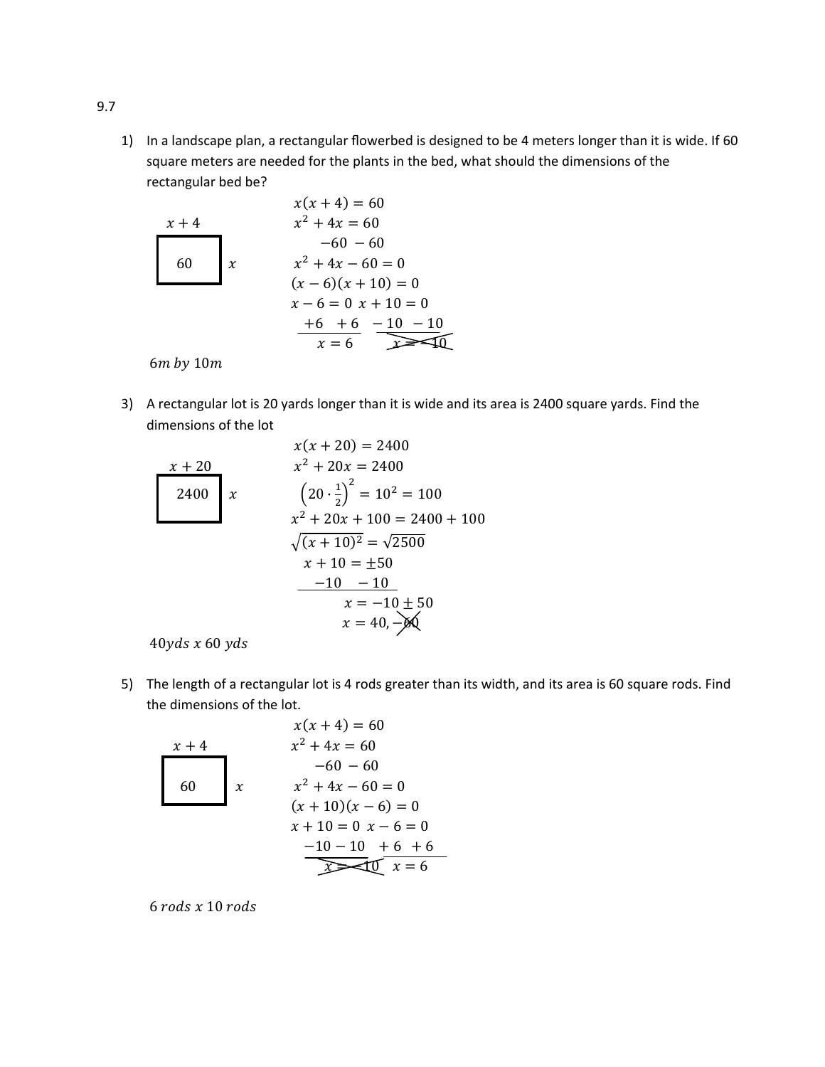9.7

1) In a landscape plan, a rectangular flowerbed is designed to be 4 meters longer than it is wide. If 60 square meters are needed for the plants in the bed, what should the dimensions of the rectangular bed be?

$x + 4$

| 60 | $x$ |
|---|---|

$$x(x+4) = 60$$
$$x^2 + 4x = 60$$
$$-60 \quad -60$$
$$x^2 + 4x - 60 = 0$$
$$(x-6)(x+10) = 0$$
$$x - 6 = 0 \quad x + 10 = 0$$
$$+6 \quad +6 \quad -10 \quad -10$$
$$x = 6 \quad \cancel{x = -10}$$

$6m$ by $10m$

3) A rectangular lot is 20 yards longer than it is wide and its area is 2400 square yards. Find the dimensions of the lot

$x + 20$

| 2400 | $x$ |
|---|---|

$$x(x+20) = 2400$$
$$x^2 + 20x = 2400$$
$$\left(20 \cdot \tfrac{1}{2}\right)^2 = 10^2 = 100$$
$$x^2 + 20x + 100 = 2400 + 100$$
$$\sqrt{(x+10)^2} = \sqrt{2500}$$
$$x + 10 = \pm 50$$
$$-10 \quad -10$$
$$x = -10 \pm 50$$
$$x = 40, \cancel{-60}$$

$40yds$ x $60$ $yds$

5) The length of a rectangular lot is 4 rods greater than its width, and its area is 60 square rods. Find the dimensions of the lot.

$x + 4$

| 60 | $x$ |
|---|---|

$$x(x+4) = 60$$
$$x^2 + 4x = 60$$
$$-60 \quad -60$$
$$x^2 + 4x - 60 = 0$$
$$(x+10)(x-6) = 0$$
$$x + 10 = 0 \quad x - 6 = 0$$
$$-10 \quad -10 \quad +6 \quad +6$$
$$\cancel{x = -10} \quad x = 6$$

$6$ rods x $10$ rods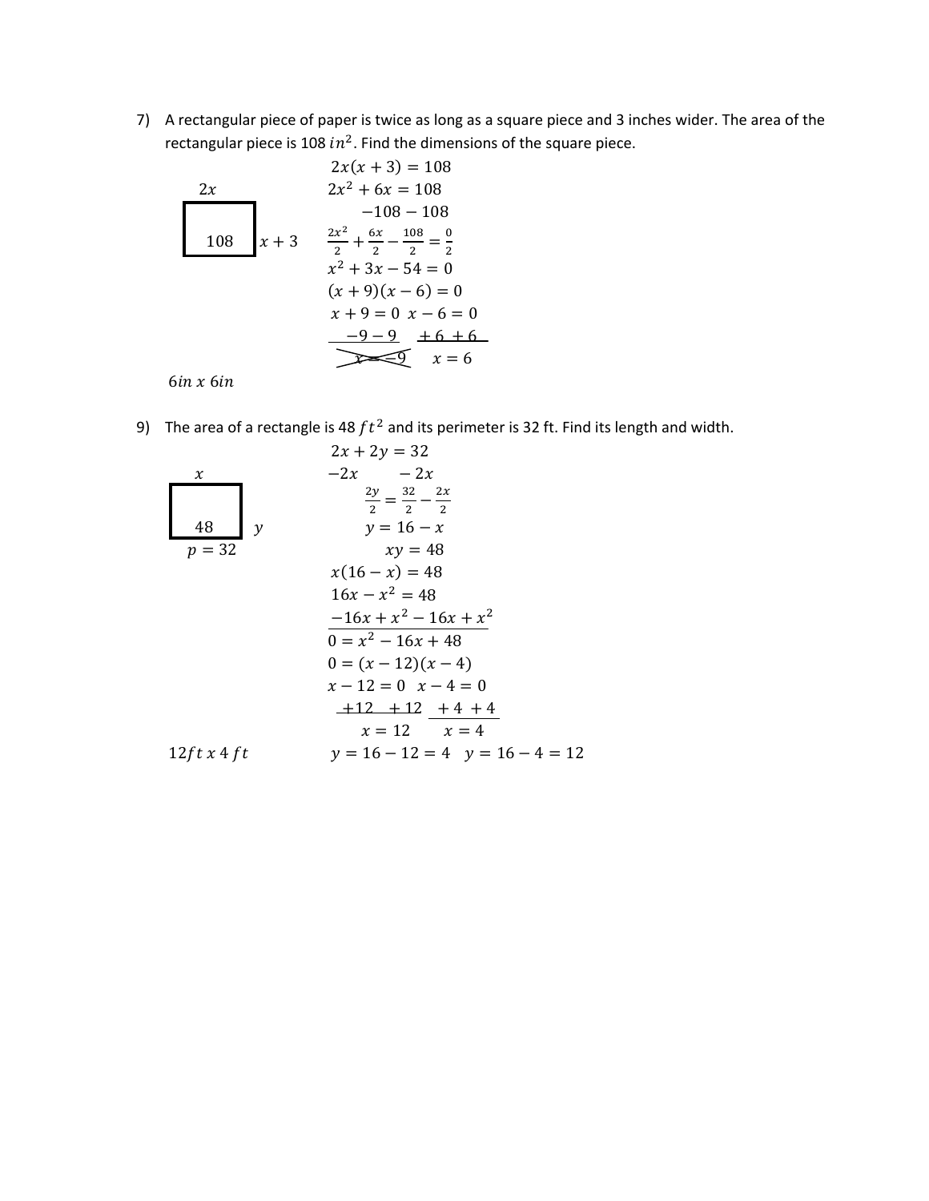7) A rectangular piece of paper is twice as long as a square piece and 3 inches wider. The area of the rectangular piece is 108 $in^2$. Find the dimensions of the square piece.

$2x$

108 $\quad x+3$

$$2x(x+3) = 108$$
$$2x^2 + 6x = 108$$
$$-108 - 108$$
$$\frac{2x^2}{2} + \frac{6x}{2} - \frac{108}{2} = \frac{0}{2}$$
$$x^2 + 3x - 54 = 0$$
$$(x+9)(x-6) = 0$$
$$x+9 = 0 \quad x-6 = 0$$
$$-9 - 9 \quad +6 + 6$$
$$\cancel{x = -9} \quad x = 6$$

$6in \ x \ 6in$

9) The area of a rectangle is 48 $ft^2$ and its perimeter is 32 ft. Find its length and width.

$x$

48 $\quad y$

$p = 32$

$$2x + 2y = 32$$
$$-2x \quad -2x$$
$$\frac{2y}{2} = \frac{32}{2} - \frac{2x}{2}$$
$$y = 16 - x$$
$$xy = 48$$
$$x(16 - x) = 48$$
$$16x - x^2 = 48$$
$$-16x + x^2 - 16x + x^2$$
$$0 = x^2 - 16x + 48$$
$$0 = (x-12)(x-4)$$
$$x - 12 = 0 \quad x - 4 = 0$$
$$+12 \ +12 \quad +4 \ +4$$
$$x = 12 \quad x = 4$$
$$y = 16 - 12 = 4 \quad y = 16 - 4 = 12$$

$12ft \ x \ 4 \ ft$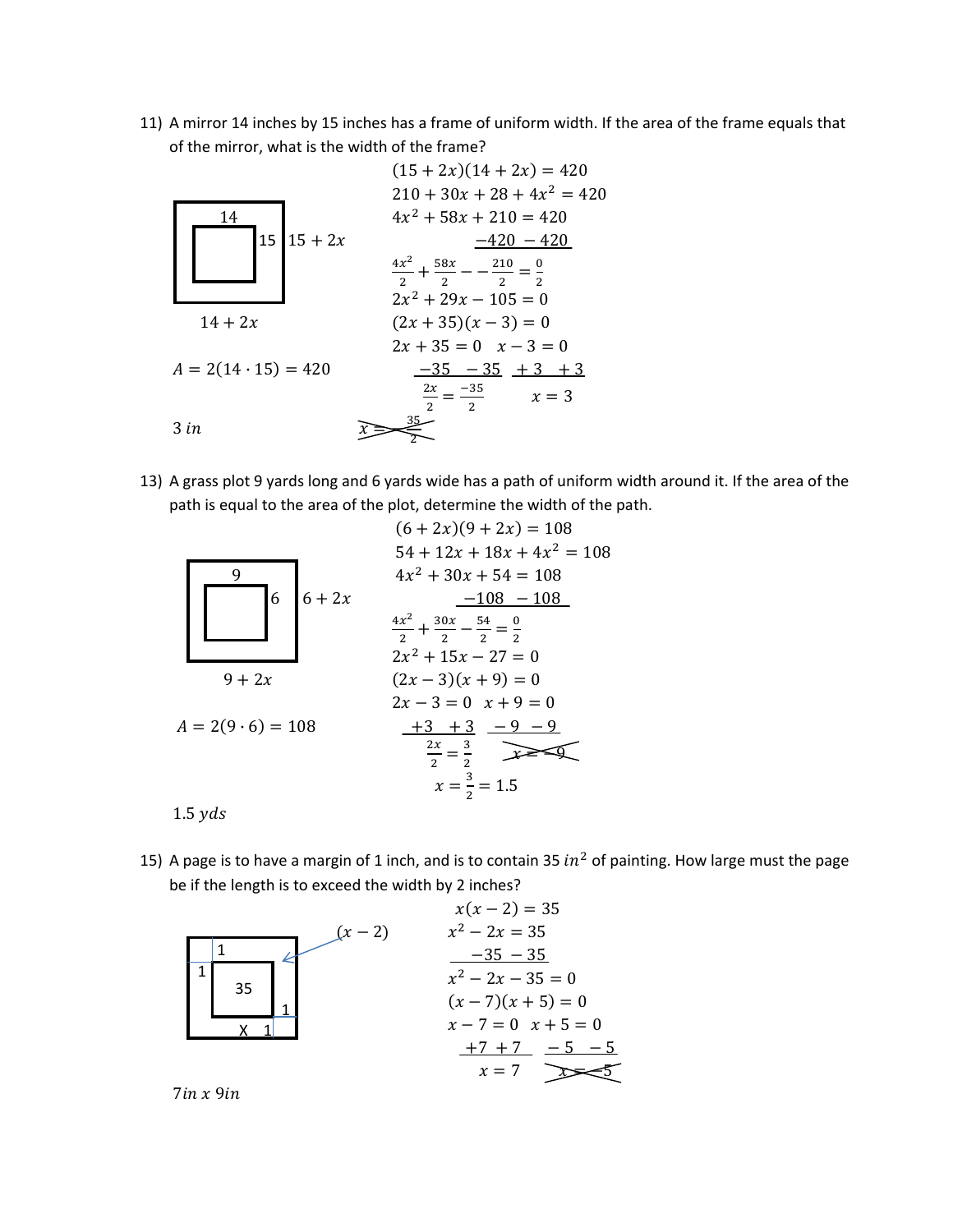11) A mirror 14 inches by 15 inches has a frame of uniform width. If the area of the frame equals that of the mirror, what is the width of the frame?

14, 15, $15 + 2x$

$14 + 2x$

$A = 2(14 \cdot 15) = 420$

$3\ in$

$$(15 + 2x)(14 + 2x) = 420$$
$$210 + 30x + 28 + 4x^2 = 420$$
$$4x^2 + 58x + 210 = 420$$
$$-420 \quad -420$$
$$\frac{4x^2}{2} + \frac{58x}{2} - -\frac{210}{2} = \frac{0}{2}$$
$$2x^2 + 29x - 105 = 0$$
$$(2x + 35)(x - 3) = 0$$
$$2x + 35 = 0 \quad x - 3 = 0$$
$$-35 \quad -35 \quad +3 \quad +3$$
$$\frac{2x}{2} = \frac{-35}{2} \qquad x = 3$$
$$\require{cancel}\cancel{x = -\frac{35}{2}}$$

13) A grass plot 9 yards long and 6 yards wide has a path of uniform width around it. If the area of the path is equal to the area of the plot, determine the width of the path.

9, 6, $6 + 2x$

$9 + 2x$

$A = 2(9 \cdot 6) = 108$

$1.5\ yds$

$$(6 + 2x)(9 + 2x) = 108$$
$$54 + 12x + 18x + 4x^2 = 108$$
$$4x^2 + 30x + 54 = 108$$
$$-108 \quad -108$$
$$\frac{4x^2}{2} + \frac{30x}{2} - \frac{54}{2} = \frac{0}{2}$$
$$2x^2 + 15x - 27 = 0$$
$$(2x - 3)(x + 9) = 0$$
$$2x - 3 = 0 \quad x + 9 = 0$$
$$+3 \quad +3 \quad -9 \quad -9$$
$$\frac{2x}{2} = \frac{3}{2} \qquad \cancel{x = -9}$$
$$x = \frac{3}{2} = 1.5$$

15) A page is to have a margin of 1 inch, and is to contain 35 $in^2$ of painting. How large must the page be if the length is to exceed the width by 2 inches?

$(x - 2)$

1, 1, 35, 1, X 1

$7in\ x\ 9in$

$$x(x - 2) = 35$$
$$x^2 - 2x = 35$$
$$-35 \quad -35$$
$$x^2 - 2x - 35 = 0$$
$$(x - 7)(x + 5) = 0$$
$$x - 7 = 0 \quad x + 5 = 0$$
$$+7 \quad +7 \quad -5 \quad -5$$
$$x = 7 \qquad \cancel{x = -5}$$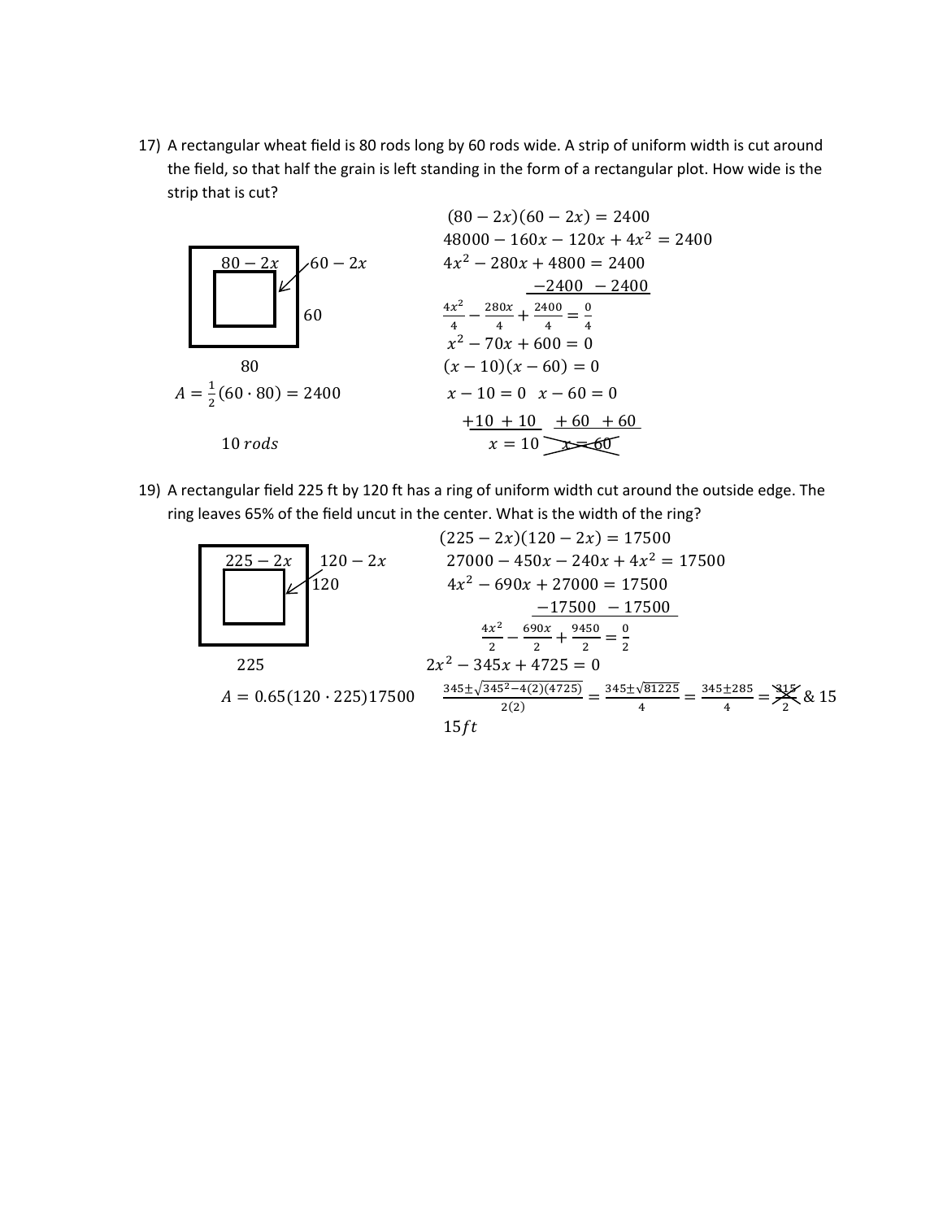17) A rectangular wheat field is 80 rods long by 60 rods wide. A strip of uniform width is cut around the field, so that half the grain is left standing in the form of a rectangular plot. How wide is the strip that is cut?

Diagram labels: $80 - 2x$, $60 - 2x$, $60$, $80$

$$A = \frac{1}{2}(60 \cdot 80) = 2400$$

$$(80 - 2x)(60 - 2x) = 2400$$
$$48000 - 160x - 120x + 4x^2 = 2400$$
$$4x^2 - 280x + 4800 = 2400$$
$$-2400 \quad -2400$$
$$\frac{4x^2}{4} - \frac{280x}{4} + \frac{2400}{4} = \frac{0}{4}$$
$$x^2 - 70x + 600 = 0$$
$$(x - 10)(x - 60) = 0$$
$$x - 10 = 0 \quad x - 60 = 0$$
$$+10 \; +10 \quad +60 \; +60$$
$$x = 10 \quad \cancel{x = 60}$$

$10\ rods$

19) A rectangular field 225 ft by 120 ft has a ring of uniform width cut around the outside edge. The ring leaves 65% of the field uncut in the center. What is the width of the ring?

Diagram labels: $225 - 2x$, $120 - 2x$, $120$, $225$

$$A = 0.65(120 \cdot 225)17500$$

$$(225 - 2x)(120 - 2x) = 17500$$
$$27000 - 450x - 240x + 4x^2 = 17500$$
$$4x^2 - 690x + 27000 = 17500$$
$$-17500 \quad -17500$$
$$\frac{4x^2}{2} - \frac{690x}{2} + \frac{9450}{2} = \frac{0}{2}$$
$$2x^2 - 345x + 4725 = 0$$
$$\frac{345 \pm \sqrt{345^2 - 4(2)(4725)}}{2(2)} = \frac{345 \pm \sqrt{81225}}{4} = \frac{345 \pm 285}{4} = \cancel{\frac{315}{2}} \ \& \ 15$$

$15ft$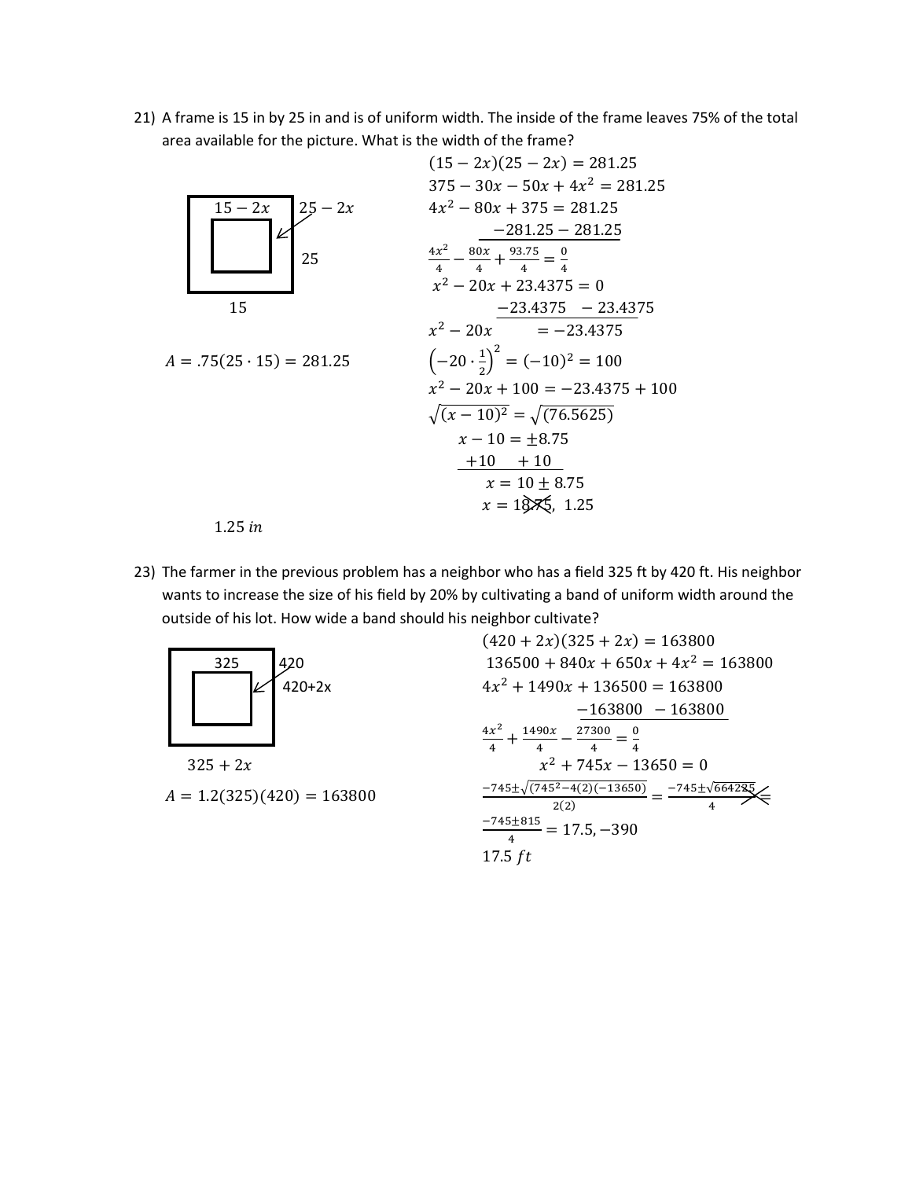21) A frame is 15 in by 25 in and is of uniform width. The inside of the frame leaves 75% of the total area available for the picture. What is the width of the frame?

$15 - 2x$  $25 - 2x$

25

15

$A = .75(25 \cdot 15) = 281.25$

$$(15 - 2x)(25 - 2x) = 281.25$$
$$375 - 30x - 50x + 4x^2 = 281.25$$
$$4x^2 - 80x + 375 = 281.25$$
$$-281.25 \quad -281.25$$
$$\frac{4x^2}{4} - \frac{80x}{4} + \frac{93.75}{4} = \frac{0}{4}$$
$$x^2 - 20x + 23.4375 = 0$$
$$-23.4375 \quad -23.4375$$
$$x^2 - 20x \quad = -23.4375$$
$$\left(-20 \cdot \frac{1}{2}\right)^2 = (-10)^2 = 100$$
$$x^2 - 20x + 100 = -23.4375 + 100$$
$$\sqrt{(x - 10)^2} = \sqrt{(76.5625)}$$
$$x - 10 = \pm 8.75$$
$$+10 \quad +10$$
$$x = 10 \pm 8.75$$
$$x = \cancel{18.75},\ 1.25$$

$1.25\ in$

23) The farmer in the previous problem has a neighbor who has a field 325 ft by 420 ft. His neighbor wants to increase the size of his field by 20% by cultivating a band of uniform width around the outside of his lot. How wide a band should his neighbor cultivate?

325  420

420+2x

$325 + 2x$

$A = 1.2(325)(420) = 163800$

$$(420 + 2x)(325 + 2x) = 163800$$
$$136500 + 840x + 650x + 4x^2 = 163800$$
$$4x^2 + 1490x + 136500 = 163800$$
$$-163800 \quad -163800$$
$$\frac{4x^2}{4} + \frac{1490x}{4} - \frac{27300}{4} = \frac{0}{4}$$
$$x^2 + 745x - 13650 = 0$$
$$\frac{-745 \pm \sqrt{(745^2 - 4(2)(-13650))}}{2(2)} = \frac{-745 \pm \sqrt{664225}}{4} \cancel{=}$$
$$\frac{-745 \pm 815}{4} = 17.5, -390$$

$17.5\ ft$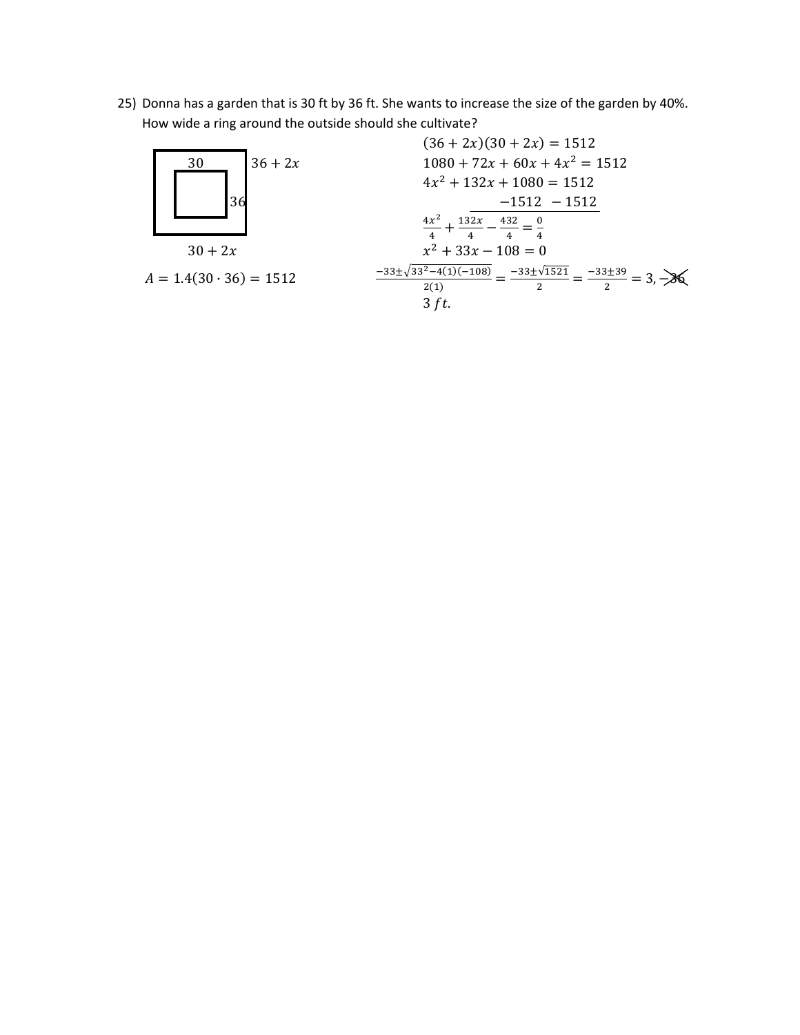25) Donna has a garden that is 30 ft by 36 ft. She wants to increase the size of the garden by 40%. How wide a ring around the outside should she cultivate?

30

36

$36 + 2x$

$30 + 2x$

$A = 1.4(30 \cdot 36) = 1512$

$$(36 + 2x)(30 + 2x) = 1512$$

$$1080 + 72x + 60x + 4x^2 = 1512$$

$$4x^2 + 132x + 1080 = 1512$$

$$\qquad -1512 \quad -1512$$

$$\frac{4x^2}{4} + \frac{132x}{4} - \frac{432}{4} = \frac{0}{4}$$

$$x^2 + 33x - 108 = 0$$

$$\frac{-33 \pm \sqrt{33^2 - 4(1)(-108)}}{2(1)} = \frac{-33 \pm \sqrt{1521}}{2} = \frac{-33 \pm 39}{2} = 3, \cancel{-36}$$

$3\ ft.$